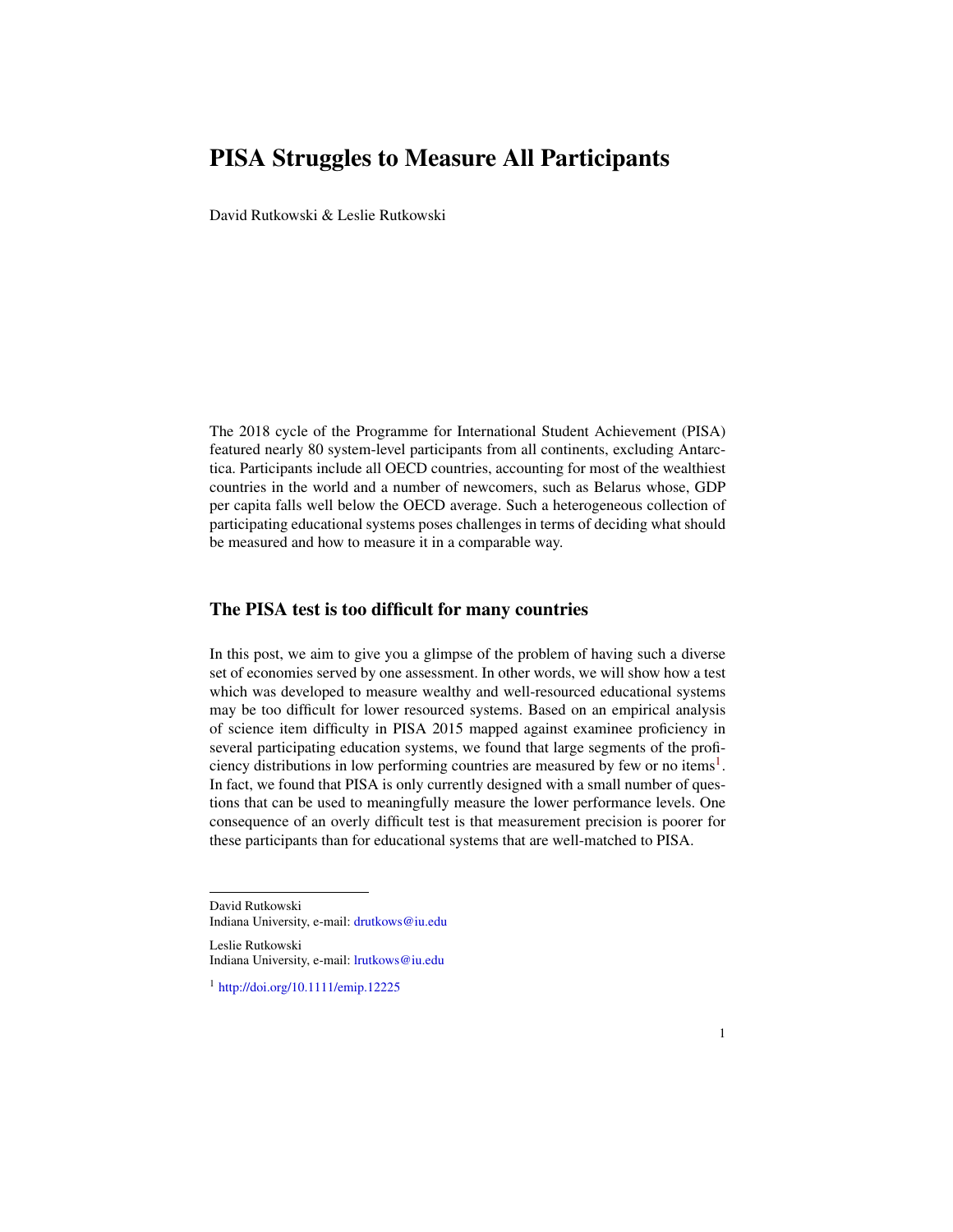# PISA Struggles to Measure All Participants

David Rutkowski & Leslie Rutkowski

The 2018 cycle of the Programme for International Student Achievement (PISA) featured nearly 80 system-level participants from all continents, excluding Antarctica. Participants include all OECD countries, accounting for most of the wealthiest countries in the world and a number of newcomers, such as Belarus whose, GDP per capita falls well below the OECD average. Such a heterogeneous collection of participating educational systems poses challenges in terms of deciding what should be measured and how to measure it in a comparable way.

## The PISA test is too difficult for many countries

In this post, we aim to give you a glimpse of the problem of having such a diverse set of economies served by one assessment. In other words, we will show how a test which was developed to measure wealthy and well-resourced educational systems may be too difficult for lower resourced systems. Based on an empirical analysis of science item difficulty in PISA 2015 mapped against examinee proficiency in several participating education systems, we found that large segments of the proficiency distributions in low performing countries are measured by few or no items[1]. In fact, we found that PISA is only currently designed with a small number of questions that can be used to meaningfully measure the lower performance levels. One consequence of an overly difficult test is that measurement precision is poorer for these participants than for educational systems that are well-matched to PISA.

---

David Rutkowski
Indiana University, e-mail: drutkows@iu.edu

Leslie Rutkowski
Indiana University, e-mail: lrutkows@iu.edu

[1] http://doi.org/10.1111/emip.12225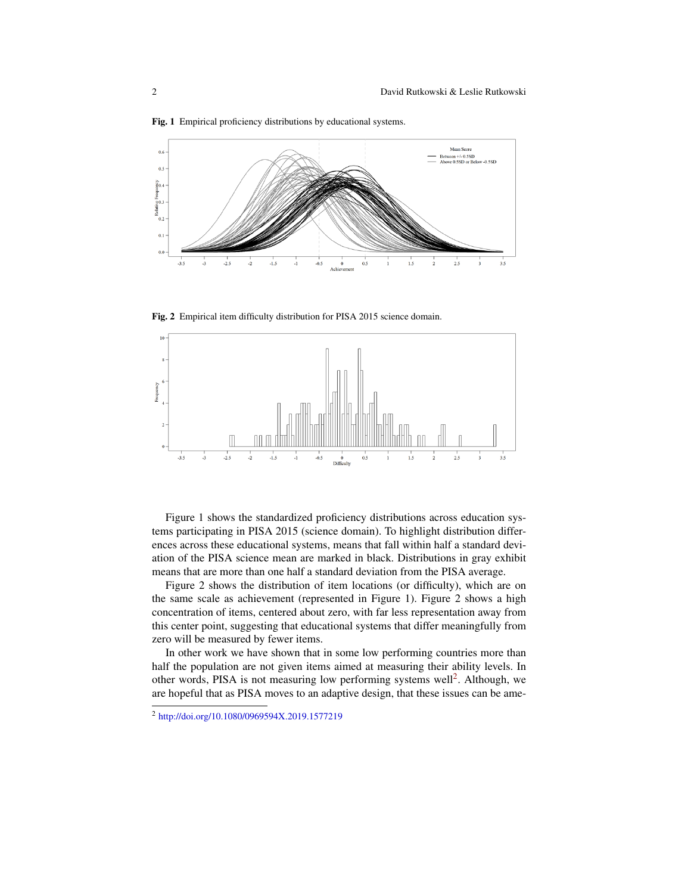**Fig. 1** Empirical proficiency distributions by educational systems.

**Fig. 2** Empirical item difficulty distribution for PISA 2015 science domain.

Figure 1 shows the standardized proficiency distributions across education systems participating in PISA 2015 (science domain). To highlight distribution differences across these educational systems, means that fall within half a standard deviation of the PISA science mean are marked in black. Distributions in gray exhibit means that are more than one half a standard deviation from the PISA average.

Figure 2 shows the distribution of item locations (or difficulty), which are on the same scale as achievement (represented in Figure 1). Figure 2 shows a high concentration of items, centered about zero, with far less representation away from this center point, suggesting that educational systems that differ meaningfully from zero will be measured by fewer items.

In other work we have shown that in some low performing countries more than half the population are not given items aimed at measuring their ability levels. In other words, PISA is not measuring low performing systems well[2]. Although, we are hopeful that as PISA moves to an adaptive design, that these issues can be ame-

[2] http://doi.org/10.1080/0969594X.2019.1577219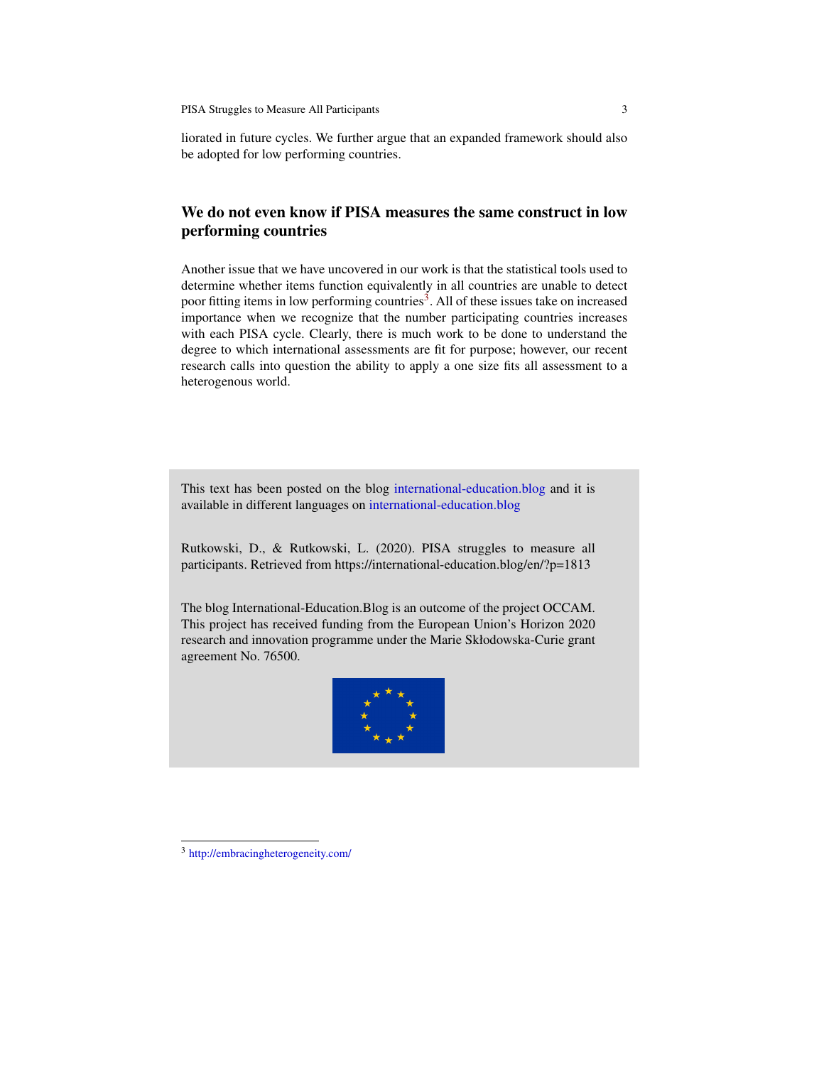liorated in future cycles. We further argue that an expanded framework should also be adopted for low performing countries.

## We do not even know if PISA measures the same construct in low performing countries

Another issue that we have uncovered in our work is that the statistical tools used to determine whether items function equivalently in all countries are unable to detect poor fitting items in low performing countries[3]. All of these issues take on increased importance when we recognize that the number participating countries increases with each PISA cycle. Clearly, there is much work to be done to understand the degree to which international assessments are fit for purpose; however, our recent research calls into question the ability to apply a one size fits all assessment to a heterogenous world.

This text has been posted on the blog international-education.blog and it is available in different languages on international-education.blog

Rutkowski, D., & Rutkowski, L. (2020). PISA struggles to measure all participants. Retrieved from https://international-education.blog/en/?p=1813

The blog International-Education.Blog is an outcome of the project OCCAM. This project has received funding from the European Union's Horizon 2020 research and innovation programme under the Marie Skłodowska-Curie grant agreement No. 76500.

[3] http://embracingheterogeneity.com/